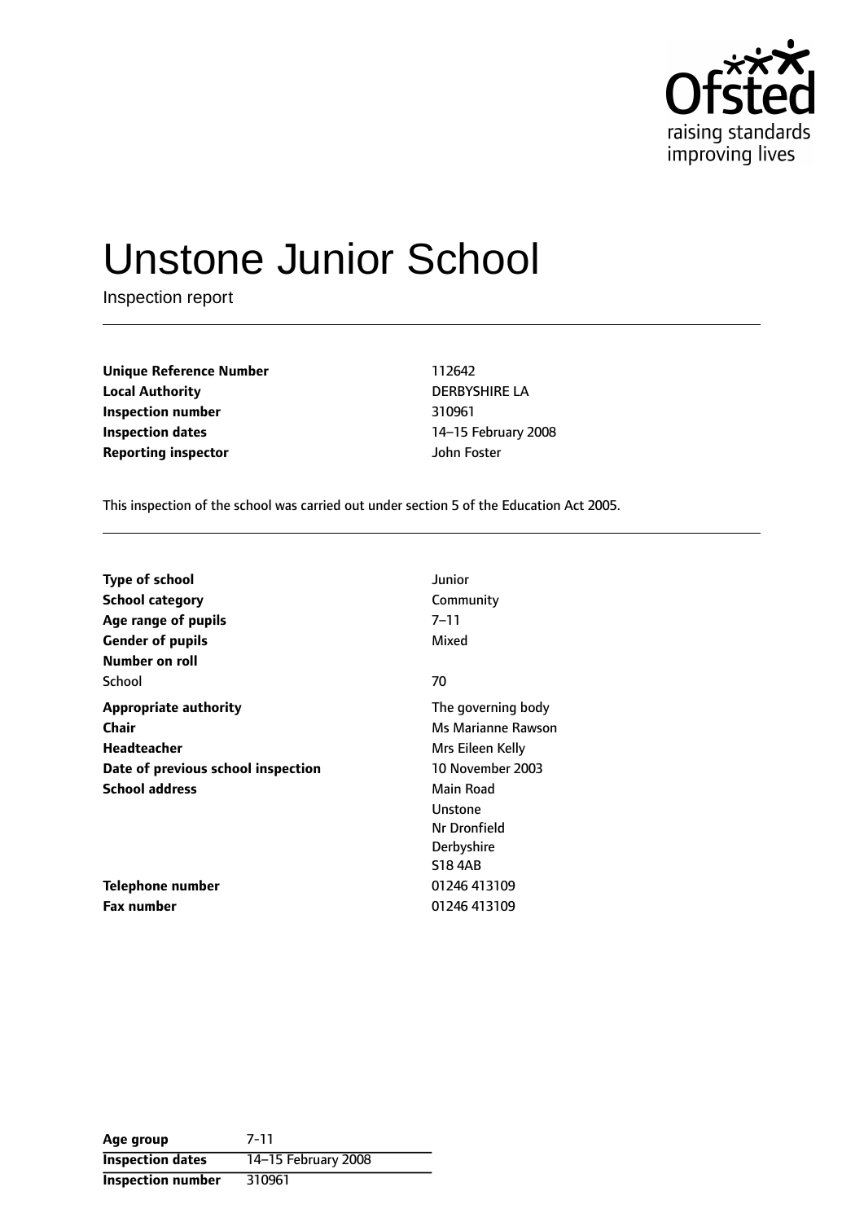# Unstone Junior School

Inspection report

| | |
|---|---|
| **Unique Reference Number** | 112642 |
| **Local Authority** | DERBYSHIRE LA |
| **Inspection number** | 310961 |
| **Inspection dates** | 14–15 February 2008 |
| **Reporting inspector** | John Foster |

This inspection of the school was carried out under section 5 of the Education Act 2005.

| | |
|---|---|
| **Type of school** | Junior |
| **School category** | Community |
| **Age range of pupils** | 7–11 |
| **Gender of pupils** | Mixed |
| **Number on roll** | |
| School | 70 |
| **Appropriate authority** | The governing body |
| **Chair** | Ms Marianne Rawson |
| **Headteacher** | Mrs Eileen Kelly |
| **Date of previous school inspection** | 10 November 2003 |
| **School address** | Main Road<br>Unstone<br>Nr Dronfield<br>Derbyshire<br>S18 4AB |
| **Telephone number** | 01246 413109 |
| **Fax number** | 01246 413109 |

| | |
|---|---|
| **Age group** | 7-11 |
| **Inspection dates** | 14–15 February 2008 |
| **Inspection number** | 310961 |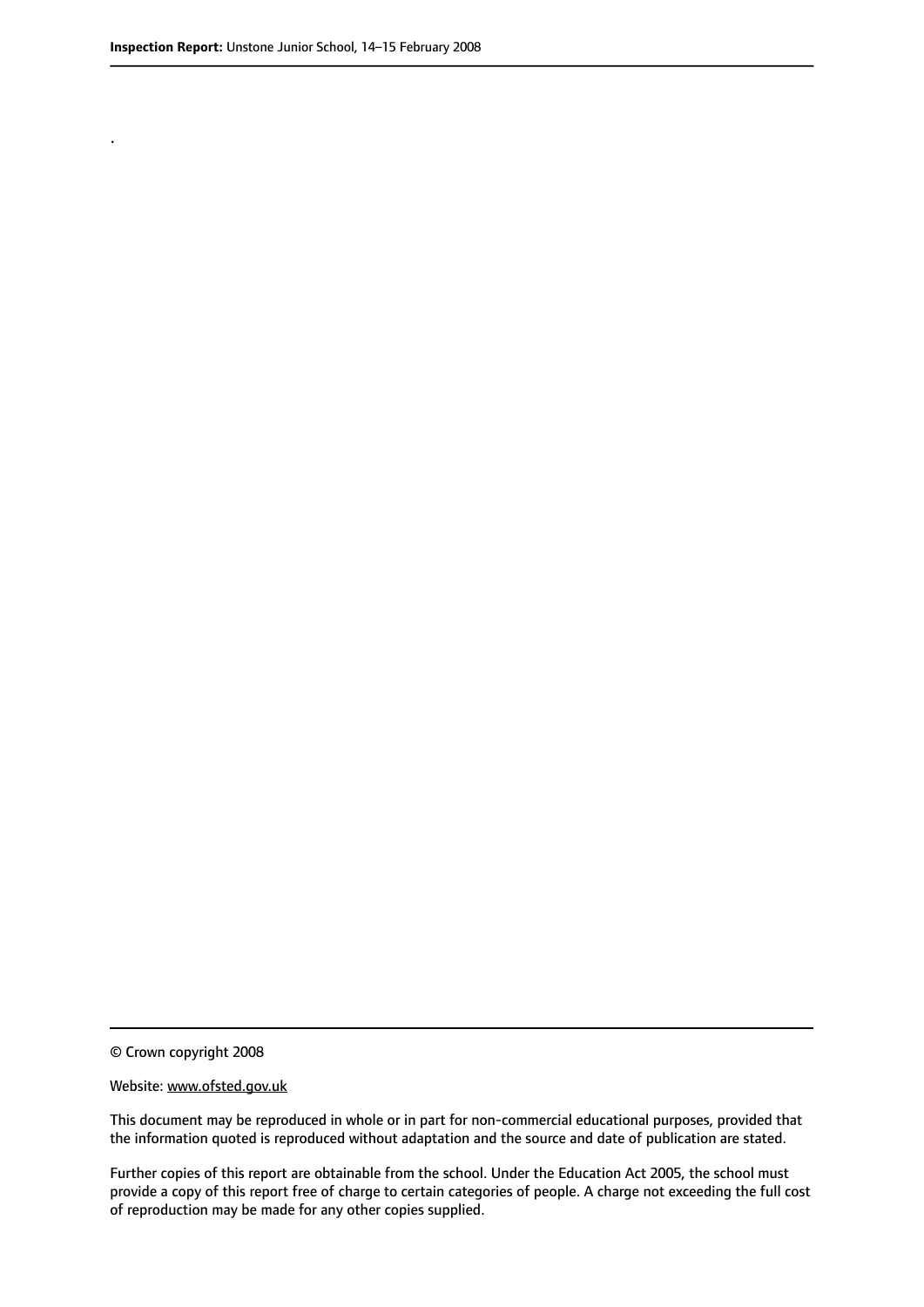.

© Crown copyright 2008

Website: www.ofsted.gov.uk

This document may be reproduced in whole or in part for non-commercial educational purposes, provided that the information quoted is reproduced without adaptation and the source and date of publication are stated.

Further copies of this report are obtainable from the school. Under the Education Act 2005, the school must provide a copy of this report free of charge to certain categories of people. A charge not exceeding the full cost of reproduction may be made for any other copies supplied.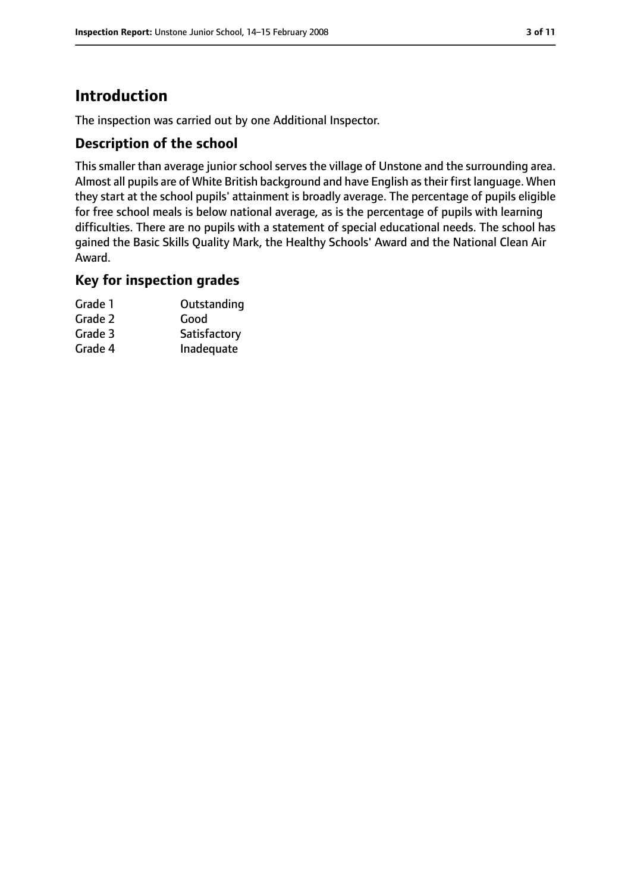## Introduction

The inspection was carried out by one Additional Inspector.

### Description of the school

This smaller than average junior school serves the village of Unstone and the surrounding area. Almost all pupils are of White British background and have English as their first language. When they start at the school pupils' attainment is broadly average. The percentage of pupils eligible for free school meals is below national average, as is the percentage of pupils with learning difficulties. There are no pupils with a statement of special educational needs. The school has gained the Basic Skills Quality Mark, the Healthy Schools' Award and the National Clean Air Award.

### Key for inspection grades

| | |
|---|---|
| Grade 1 | Outstanding |
| Grade 2 | Good |
| Grade 3 | Satisfactory |
| Grade 4 | Inadequate |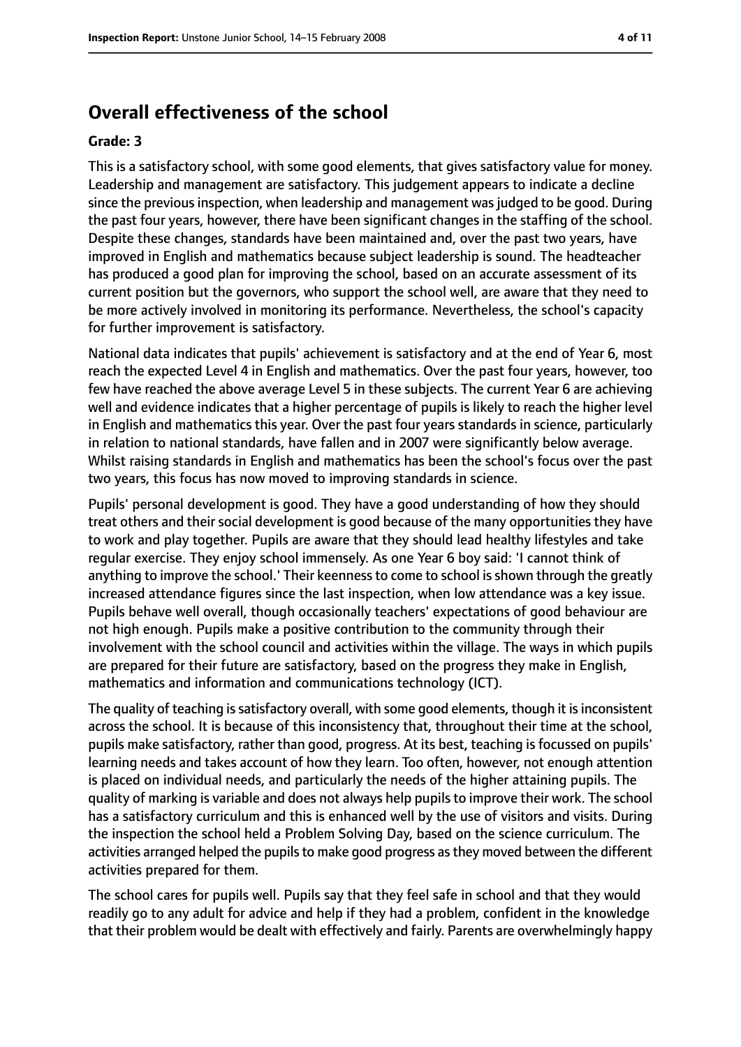## Overall effectiveness of the school

**Grade: 3**

This is a satisfactory school, with some good elements, that gives satisfactory value for money. Leadership and management are satisfactory. This judgement appears to indicate a decline since the previous inspection, when leadership and management was judged to be good. During the past four years, however, there have been significant changes in the staffing of the school. Despite these changes, standards have been maintained and, over the past two years, have improved in English and mathematics because subject leadership is sound. The headteacher has produced a good plan for improving the school, based on an accurate assessment of its current position but the governors, who support the school well, are aware that they need to be more actively involved in monitoring its performance. Nevertheless, the school's capacity for further improvement is satisfactory.

National data indicates that pupils' achievement is satisfactory and at the end of Year 6, most reach the expected Level 4 in English and mathematics. Over the past four years, however, too few have reached the above average Level 5 in these subjects. The current Year 6 are achieving well and evidence indicates that a higher percentage of pupils is likely to reach the higher level in English and mathematics this year. Over the past four years standards in science, particularly in relation to national standards, have fallen and in 2007 were significantly below average. Whilst raising standards in English and mathematics has been the school's focus over the past two years, this focus has now moved to improving standards in science.

Pupils' personal development is good. They have a good understanding of how they should treat others and their social development is good because of the many opportunities they have to work and play together. Pupils are aware that they should lead healthy lifestyles and take regular exercise. They enjoy school immensely. As one Year 6 boy said: 'I cannot think of anything to improve the school.' Their keenness to come to school is shown through the greatly increased attendance figures since the last inspection, when low attendance was a key issue. Pupils behave well overall, though occasionally teachers' expectations of good behaviour are not high enough. Pupils make a positive contribution to the community through their involvement with the school council and activities within the village. The ways in which pupils are prepared for their future are satisfactory, based on the progress they make in English, mathematics and information and communications technology (ICT).

The quality of teaching is satisfactory overall, with some good elements, though it is inconsistent across the school. It is because of this inconsistency that, throughout their time at the school, pupils make satisfactory, rather than good, progress. At its best, teaching is focussed on pupils' learning needs and takes account of how they learn. Too often, however, not enough attention is placed on individual needs, and particularly the needs of the higher attaining pupils. The quality of marking is variable and does not always help pupils to improve their work. The school has a satisfactory curriculum and this is enhanced well by the use of visitors and visits. During the inspection the school held a Problem Solving Day, based on the science curriculum. The activities arranged helped the pupils to make good progress as they moved between the different activities prepared for them.

The school cares for pupils well. Pupils say that they feel safe in school and that they would readily go to any adult for advice and help if they had a problem, confident in the knowledge that their problem would be dealt with effectively and fairly. Parents are overwhelmingly happy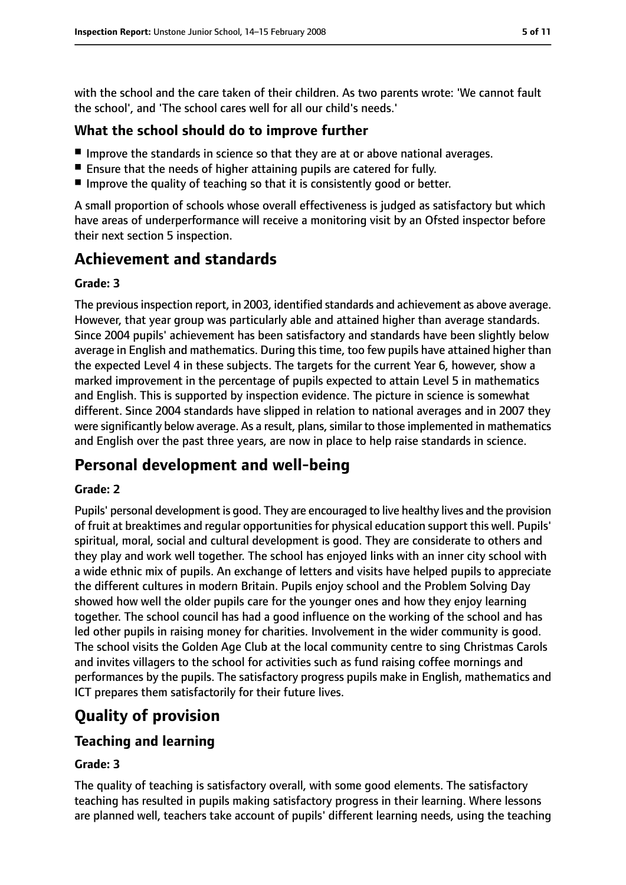with the school and the care taken of their children. As two parents wrote: 'We cannot fault the school', and 'The school cares well for all our child's needs.'

### What the school should do to improve further

- Improve the standards in science so that they are at or above national averages.
- Ensure that the needs of higher attaining pupils are catered for fully.
- Improve the quality of teaching so that it is consistently good or better.

A small proportion of schools whose overall effectiveness is judged as satisfactory but which have areas of underperformance will receive a monitoring visit by an Ofsted inspector before their next section 5 inspection.

## Achievement and standards

#### Grade: 3

The previous inspection report, in 2003, identified standards and achievement as above average. However, that year group was particularly able and attained higher than average standards. Since 2004 pupils' achievement has been satisfactory and standards have been slightly below average in English and mathematics. During this time, too few pupils have attained higher than the expected Level 4 in these subjects. The targets for the current Year 6, however, show a marked improvement in the percentage of pupils expected to attain Level 5 in mathematics and English. This is supported by inspection evidence. The picture in science is somewhat different. Since 2004 standards have slipped in relation to national averages and in 2007 they were significantly below average. As a result, plans, similar to those implemented in mathematics and English over the past three years, are now in place to help raise standards in science.

## Personal development and well-being

#### Grade: 2

Pupils' personal development is good. They are encouraged to live healthy lives and the provision of fruit at breaktimes and regular opportunities for physical education support this well. Pupils' spiritual, moral, social and cultural development is good. They are considerate to others and they play and work well together. The school has enjoyed links with an inner city school with a wide ethnic mix of pupils. An exchange of letters and visits have helped pupils to appreciate the different cultures in modern Britain. Pupils enjoy school and the Problem Solving Day showed how well the older pupils care for the younger ones and how they enjoy learning together. The school council has had a good influence on the working of the school and has led other pupils in raising money for charities. Involvement in the wider community is good. The school visits the Golden Age Club at the local community centre to sing Christmas Carols and invites villagers to the school for activities such as fund raising coffee mornings and performances by the pupils. The satisfactory progress pupils make in English, mathematics and ICT prepares them satisfactorily for their future lives.

## Quality of provision

### Teaching and learning

#### Grade: 3

The quality of teaching is satisfactory overall, with some good elements. The satisfactory teaching has resulted in pupils making satisfactory progress in their learning. Where lessons are planned well, teachers take account of pupils' different learning needs, using the teaching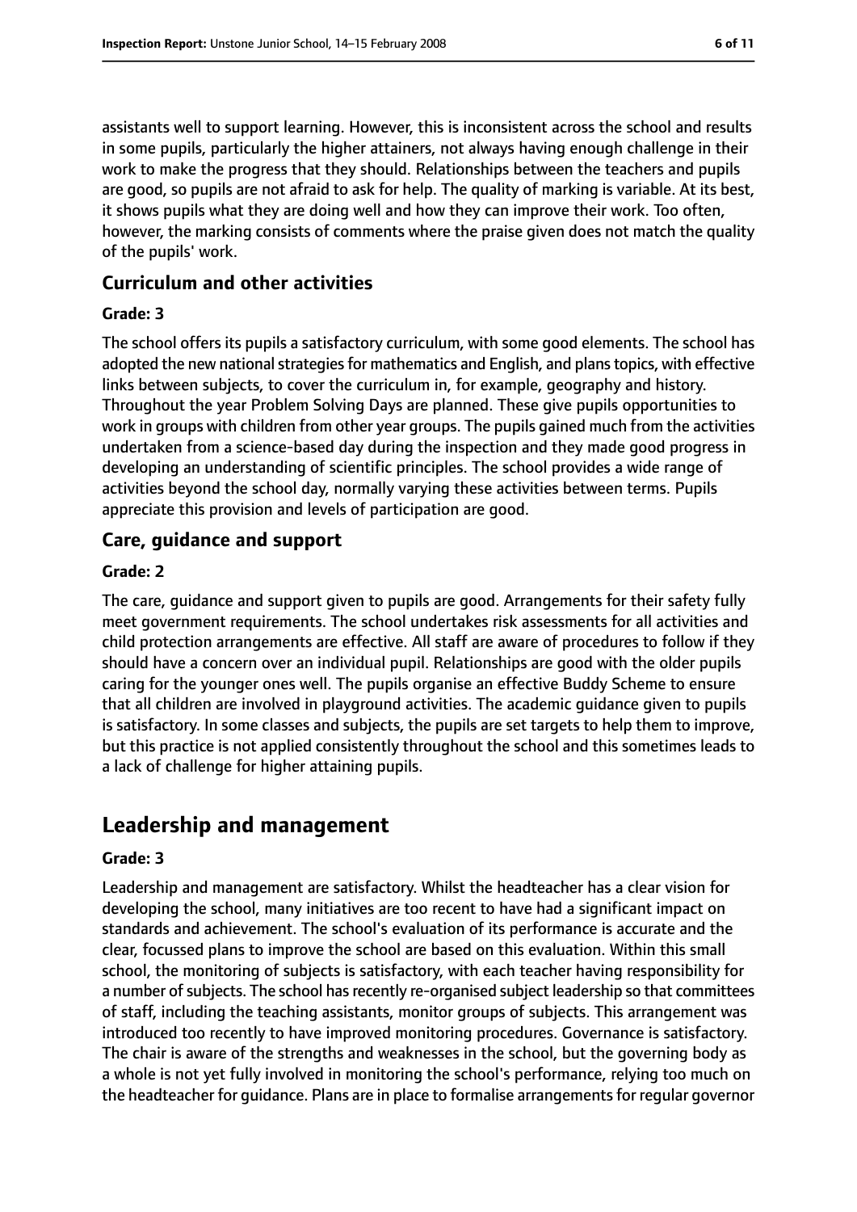assistants well to support learning. However, this is inconsistent across the school and results in some pupils, particularly the higher attainers, not always having enough challenge in their work to make the progress that they should. Relationships between the teachers and pupils are good, so pupils are not afraid to ask for help. The quality of marking is variable. At its best, it shows pupils what they are doing well and how they can improve their work. Too often, however, the marking consists of comments where the praise given does not match the quality of the pupils' work.

### Curriculum and other activities

#### Grade: 3

The school offers its pupils a satisfactory curriculum, with some good elements. The school has adopted the new national strategies for mathematics and English, and plans topics, with effective links between subjects, to cover the curriculum in, for example, geography and history. Throughout the year Problem Solving Days are planned. These give pupils opportunities to work in groups with children from other year groups. The pupils gained much from the activities undertaken from a science-based day during the inspection and they made good progress in developing an understanding of scientific principles. The school provides a wide range of activities beyond the school day, normally varying these activities between terms. Pupils appreciate this provision and levels of participation are good.

### Care, guidance and support

#### Grade: 2

The care, guidance and support given to pupils are good. Arrangements for their safety fully meet government requirements. The school undertakes risk assessments for all activities and child protection arrangements are effective. All staff are aware of procedures to follow if they should have a concern over an individual pupil. Relationships are good with the older pupils caring for the younger ones well. The pupils organise an effective Buddy Scheme to ensure that all children are involved in playground activities. The academic guidance given to pupils is satisfactory. In some classes and subjects, the pupils are set targets to help them to improve, but this practice is not applied consistently throughout the school and this sometimes leads to a lack of challenge for higher attaining pupils.

## Leadership and management

#### Grade: 3

Leadership and management are satisfactory. Whilst the headteacher has a clear vision for developing the school, many initiatives are too recent to have had a significant impact on standards and achievement. The school's evaluation of its performance is accurate and the clear, focussed plans to improve the school are based on this evaluation. Within this small school, the monitoring of subjects is satisfactory, with each teacher having responsibility for a number of subjects. The school has recently re-organised subject leadership so that committees of staff, including the teaching assistants, monitor groups of subjects. This arrangement was introduced too recently to have improved monitoring procedures. Governance is satisfactory. The chair is aware of the strengths and weaknesses in the school, but the governing body as a whole is not yet fully involved in monitoring the school's performance, relying too much on the headteacher for guidance. Plans are in place to formalise arrangements for regular governor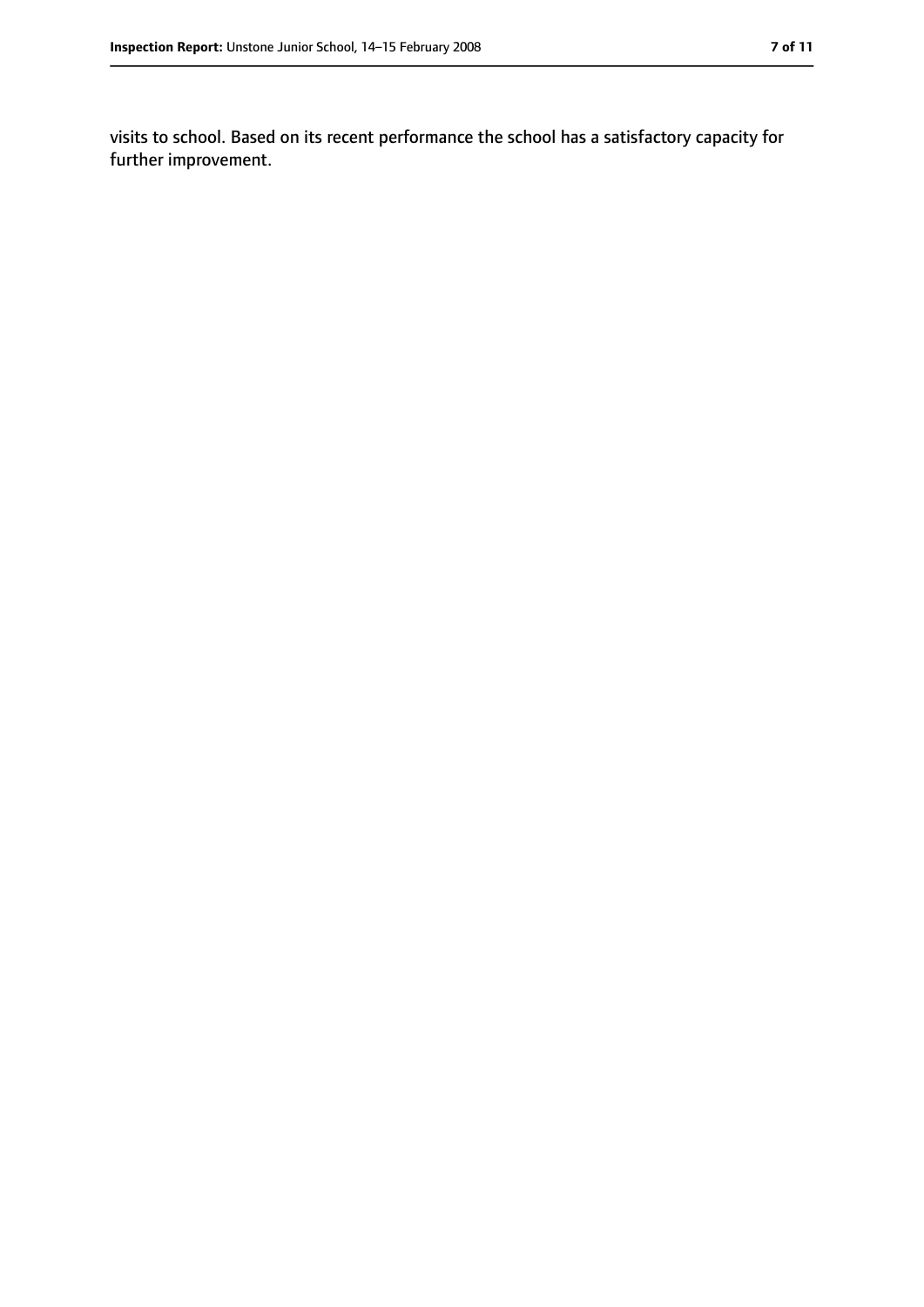visits to school. Based on its recent performance the school has a satisfactory capacity for further improvement.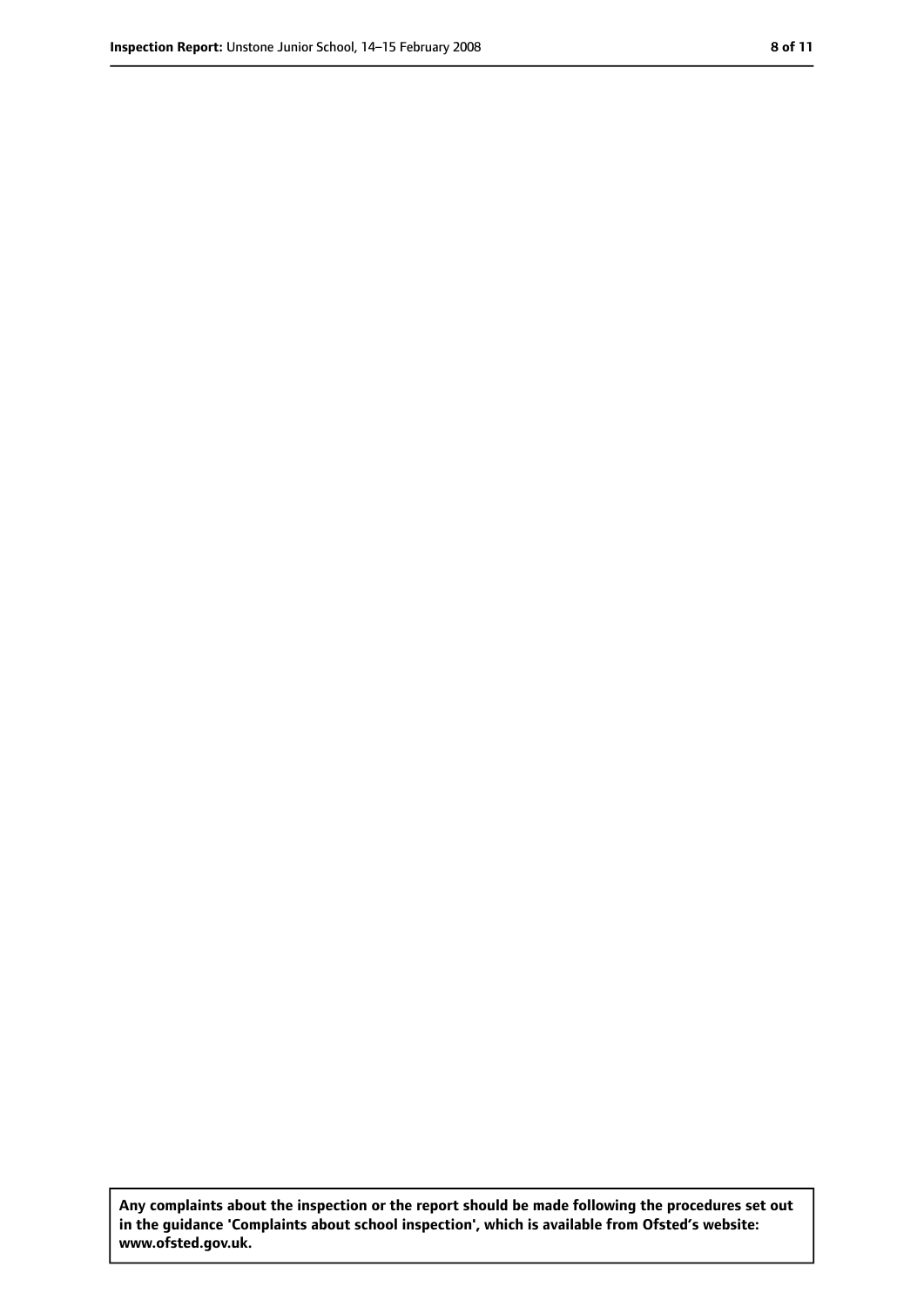**Any complaints about the inspection or the report should be made following the procedures set out in the guidance 'Complaints about school inspection', which is available from Ofsted's website: www.ofsted.gov.uk.**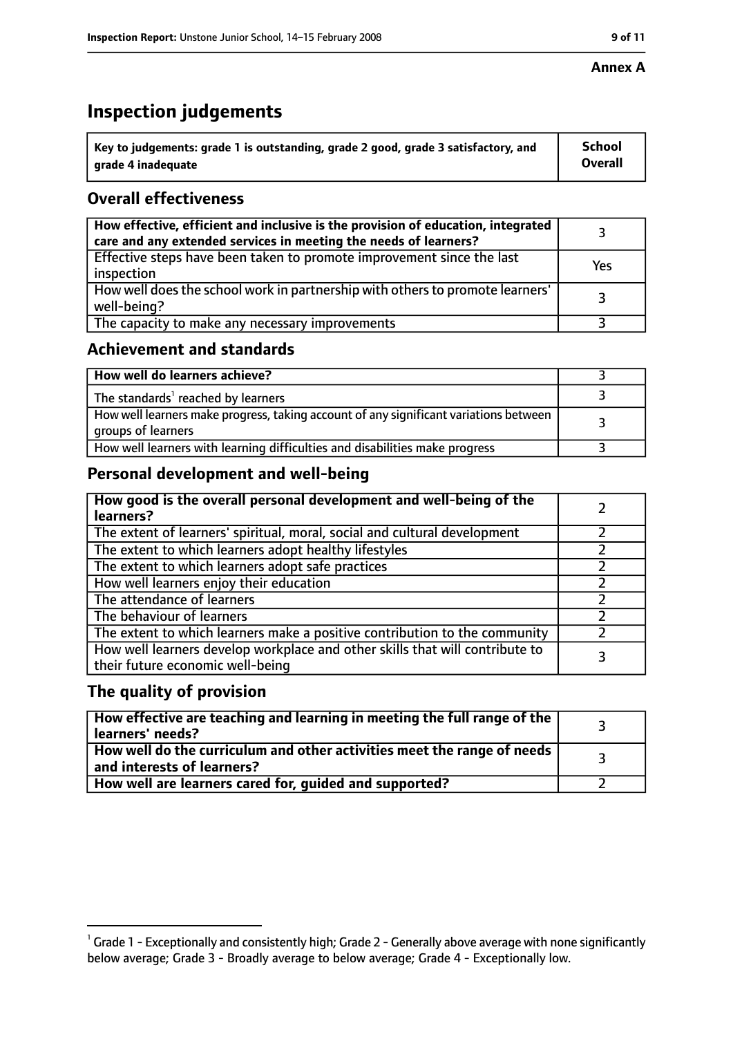**Annex A**

# Inspection judgements

| Key to judgements: grade 1 is outstanding, grade 2 good, grade 3 satisfactory, and grade 4 inadequate | School Overall |
|---|---|

## Overall effectiveness

| | |
|---|---|
| **How effective, efficient and inclusive is the provision of education, integrated care and any extended services in meeting the needs of learners?** | 3 |
| Effective steps have been taken to promote improvement since the last inspection | Yes |
| How well does the school work in partnership with others to promote learners' well-being? | 3 |
| The capacity to make any necessary improvements | 3 |

## Achievement and standards

| | |
|---|---|
| **How well do learners achieve?** | 3 |
| The standards[1] reached by learners | 3 |
| How well learners make progress, taking account of any significant variations between groups of learners | 3 |
| How well learners with learning difficulties and disabilities make progress | 3 |

## Personal development and well-being

| | |
|---|---|
| **How good is the overall personal development and well-being of the learners?** | 2 |
| The extent of learners' spiritual, moral, social and cultural development | 2 |
| The extent to which learners adopt healthy lifestyles | 2 |
| The extent to which learners adopt safe practices | 2 |
| How well learners enjoy their education | 2 |
| The attendance of learners | 2 |
| The behaviour of learners | 2 |
| The extent to which learners make a positive contribution to the community | 2 |
| How well learners develop workplace and other skills that will contribute to their future economic well-being | 3 |

## The quality of provision

| | |
|---|---|
| **How effective are teaching and learning in meeting the full range of the learners' needs?** | 3 |
| **How well do the curriculum and other activities meet the range of needs and interests of learners?** | 3 |
| **How well are learners cared for, guided and supported?** | 2 |

[1] Grade 1 - Exceptionally and consistently high; Grade 2 - Generally above average with none significantly below average; Grade 3 - Broadly average to below average; Grade 4 - Exceptionally low.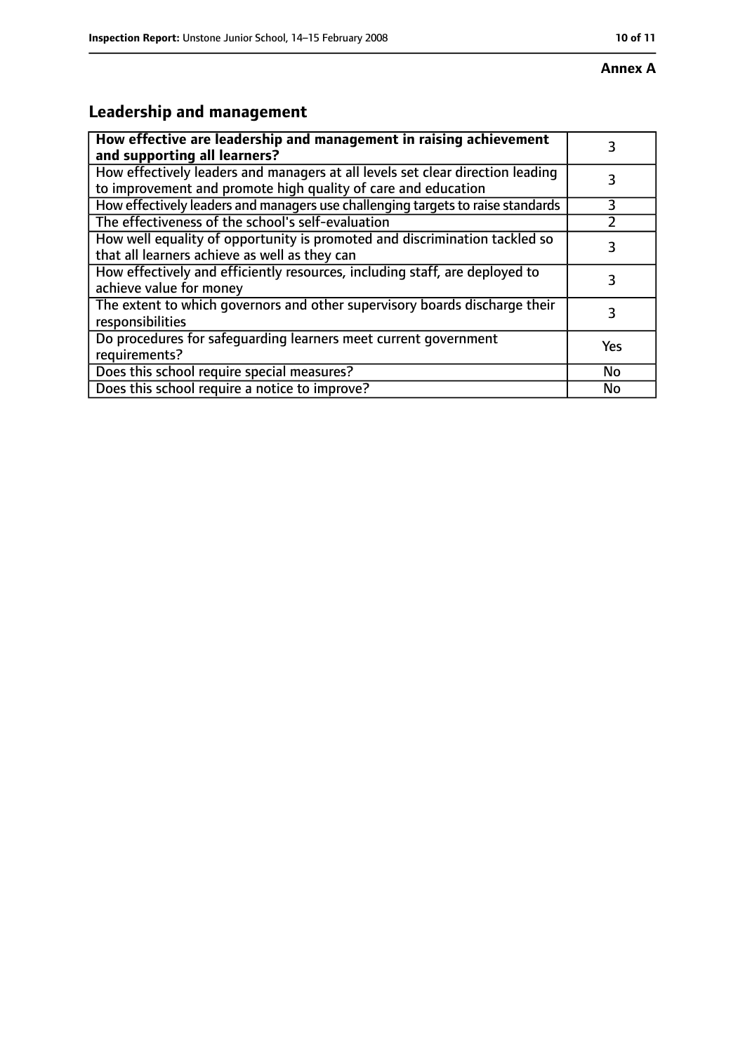**Annex A**

## Leadership and management

| How effective are leadership and management in raising achievement and supporting all learners? | 3 |
| --- | --- |
| How effectively leaders and managers at all levels set clear direction leading to improvement and promote high quality of care and education | 3 |
| How effectively leaders and managers use challenging targets to raise standards | 3 |
| The effectiveness of the school's self-evaluation | 2 |
| How well equality of opportunity is promoted and discrimination tackled so that all learners achieve as well as they can | 3 |
| How effectively and efficiently resources, including staff, are deployed to achieve value for money | 3 |
| The extent to which governors and other supervisory boards discharge their responsibilities | 3 |
| Do procedures for safeguarding learners meet current government requirements? | Yes |
| Does this school require special measures? | No |
| Does this school require a notice to improve? | No |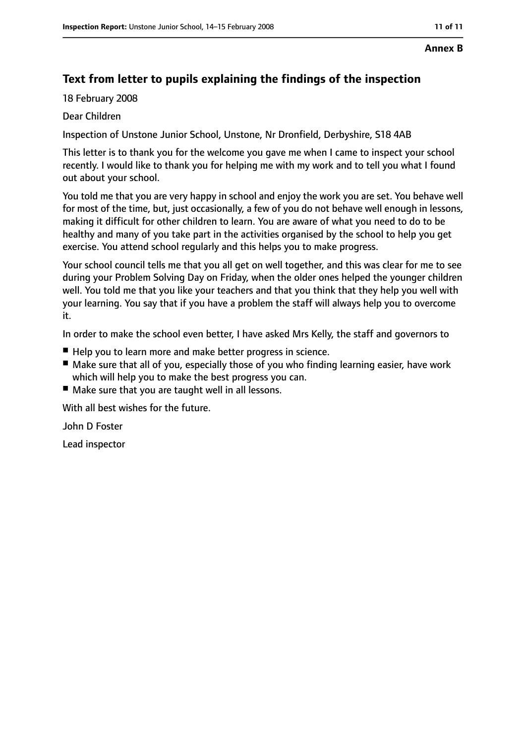**Annex B**

## Text from letter to pupils explaining the findings of the inspection

18 February 2008

Dear Children

Inspection of Unstone Junior School, Unstone, Nr Dronfield, Derbyshire, S18 4AB

This letter is to thank you for the welcome you gave me when I came to inspect your school recently. I would like to thank you for helping me with my work and to tell you what I found out about your school.

You told me that you are very happy in school and enjoy the work you are set. You behave well for most of the time, but, just occasionally, a few of you do not behave well enough in lessons, making it difficult for other children to learn. You are aware of what you need to do to be healthy and many of you take part in the activities organised by the school to help you get exercise. You attend school regularly and this helps you to make progress.

Your school council tells me that you all get on well together, and this was clear for me to see during your Problem Solving Day on Friday, when the older ones helped the younger children well. You told me that you like your teachers and that you think that they help you well with your learning. You say that if you have a problem the staff will always help you to overcome it.

In order to make the school even better, I have asked Mrs Kelly, the staff and governors to

- Help you to learn more and make better progress in science.
- Make sure that all of you, especially those of you who finding learning easier, have work which will help you to make the best progress you can.
- Make sure that you are taught well in all lessons.

With all best wishes for the future.

John D Foster

Lead inspector